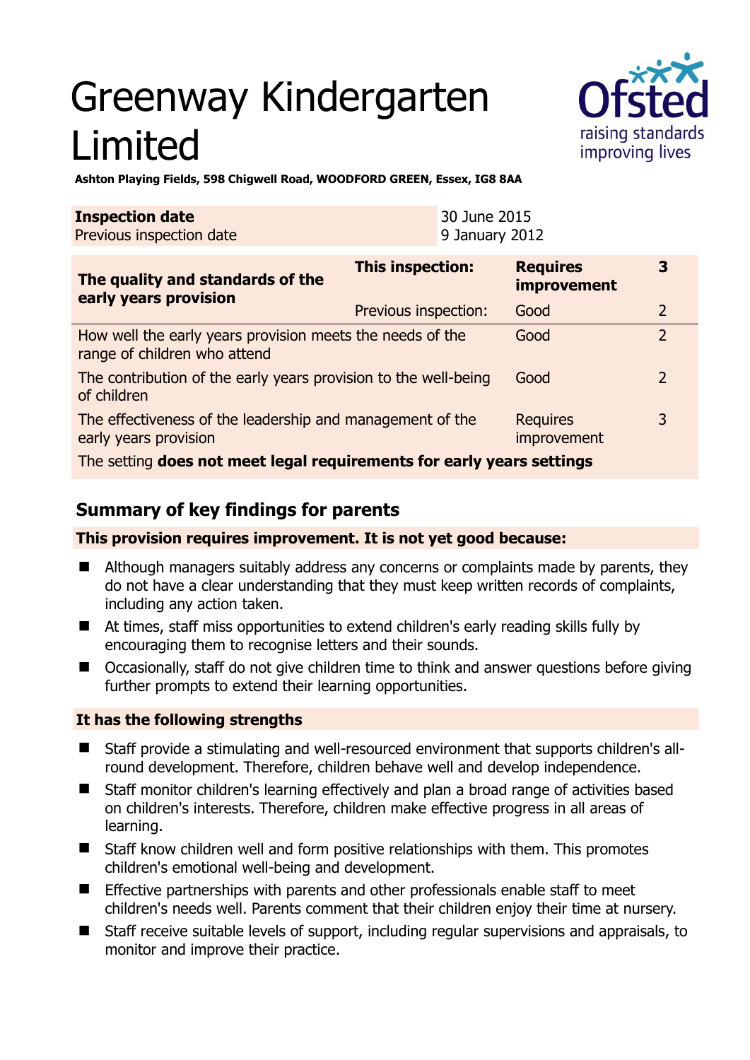# Greenway Kindergarten Limited

**Ashton Playing Fields, 598 Chigwell Road, WOODFORD GREEN, Essex, IG8 8AA**

| **Inspection date** | 30 June 2015 |
|---|---|
| Previous inspection date | 9 January 2012 |

| **The quality and standards of the early years provision** | **This inspection:** | **Requires improvement** | **3** |
|---|---|---|---|
| | Previous inspection: | Good | 2 |
| How well the early years provision meets the needs of the range of children who attend | | Good | 2 |
| The contribution of the early years provision to the well-being of children | | Good | 2 |
| The effectiveness of the leadership and management of the early years provision | | Requires improvement | 3 |
| The setting **does not meet legal requirements for early years settings** | | | |

## Summary of key findings for parents

**This provision requires improvement. It is not yet good because:**

- Although managers suitably address any concerns or complaints made by parents, they do not have a clear understanding that they must keep written records of complaints, including any action taken.
- At times, staff miss opportunities to extend children's early reading skills fully by encouraging them to recognise letters and their sounds.
- Occasionally, staff do not give children time to think and answer questions before giving further prompts to extend their learning opportunities.

**It has the following strengths**

- Staff provide a stimulating and well-resourced environment that supports children's all-round development. Therefore, children behave well and develop independence.
- Staff monitor children's learning effectively and plan a broad range of activities based on children's interests. Therefore, children make effective progress in all areas of learning.
- Staff know children well and form positive relationships with them. This promotes children's emotional well-being and development.
- Effective partnerships with parents and other professionals enable staff to meet children's needs well. Parents comment that their children enjoy their time at nursery.
- Staff receive suitable levels of support, including regular supervisions and appraisals, to monitor and improve their practice.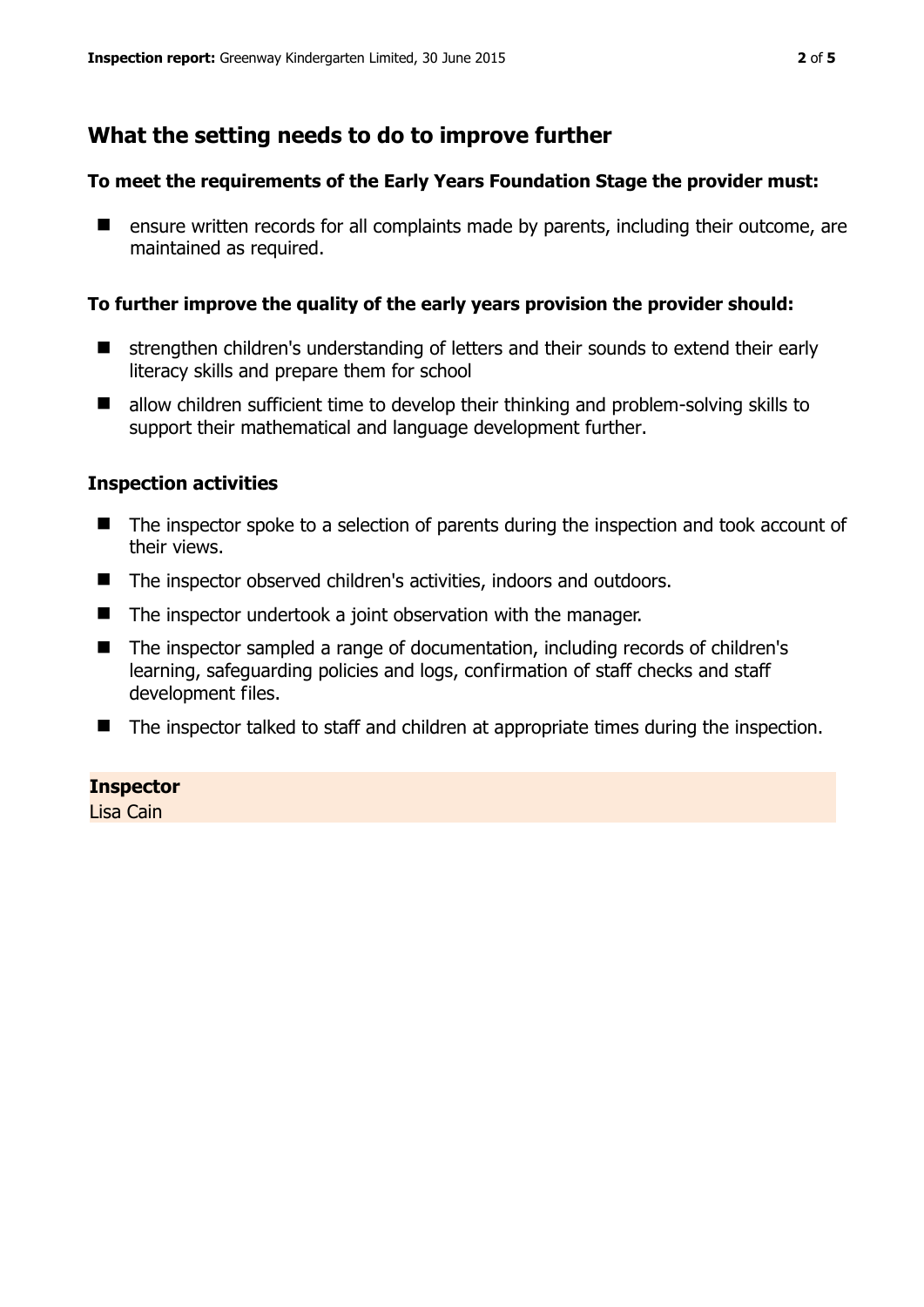## What the setting needs to do to improve further

**To meet the requirements of the Early Years Foundation Stage the provider must:**

- ensure written records for all complaints made by parents, including their outcome, are maintained as required.

**To further improve the quality of the early years provision the provider should:**

- strengthen children's understanding of letters and their sounds to extend their early literacy skills and prepare them for school
- allow children sufficient time to develop their thinking and problem-solving skills to support their mathematical and language development further.

### Inspection activities

- The inspector spoke to a selection of parents during the inspection and took account of their views.
- The inspector observed children's activities, indoors and outdoors.
- The inspector undertook a joint observation with the manager.
- The inspector sampled a range of documentation, including records of children's learning, safeguarding policies and logs, confirmation of staff checks and staff development files.
- The inspector talked to staff and children at appropriate times during the inspection.

**Inspector**
Lisa Cain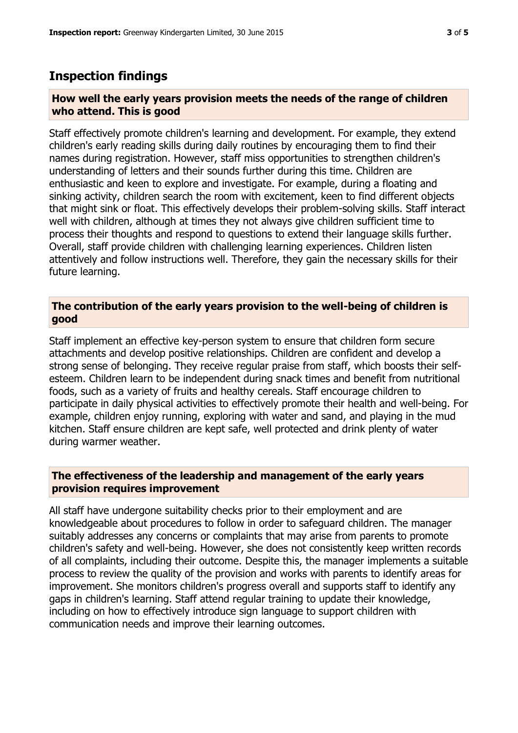## Inspection findings

### How well the early years provision meets the needs of the range of children who attend. This is good

Staff effectively promote children's learning and development. For example, they extend children's early reading skills during daily routines by encouraging them to find their names during registration. However, staff miss opportunities to strengthen children's understanding of letters and their sounds further during this time. Children are enthusiastic and keen to explore and investigate. For example, during a floating and sinking activity, children search the room with excitement, keen to find different objects that might sink or float. This effectively develops their problem-solving skills. Staff interact well with children, although at times they not always give children sufficient time to process their thoughts and respond to questions to extend their language skills further. Overall, staff provide children with challenging learning experiences. Children listen attentively and follow instructions well. Therefore, they gain the necessary skills for their future learning.

### The contribution of the early years provision to the well-being of children is good

Staff implement an effective key-person system to ensure that children form secure attachments and develop positive relationships. Children are confident and develop a strong sense of belonging. They receive regular praise from staff, which boosts their self-esteem. Children learn to be independent during snack times and benefit from nutritional foods, such as a variety of fruits and healthy cereals. Staff encourage children to participate in daily physical activities to effectively promote their health and well-being. For example, children enjoy running, exploring with water and sand, and playing in the mud kitchen. Staff ensure children are kept safe, well protected and drink plenty of water during warmer weather.

### The effectiveness of the leadership and management of the early years provision requires improvement

All staff have undergone suitability checks prior to their employment and are knowledgeable about procedures to follow in order to safeguard children. The manager suitably addresses any concerns or complaints that may arise from parents to promote children's safety and well-being. However, she does not consistently keep written records of all complaints, including their outcome. Despite this, the manager implements a suitable process to review the quality of the provision and works with parents to identify areas for improvement. She monitors children's progress overall and supports staff to identify any gaps in children's learning. Staff attend regular training to update their knowledge, including on how to effectively introduce sign language to support children with communication needs and improve their learning outcomes.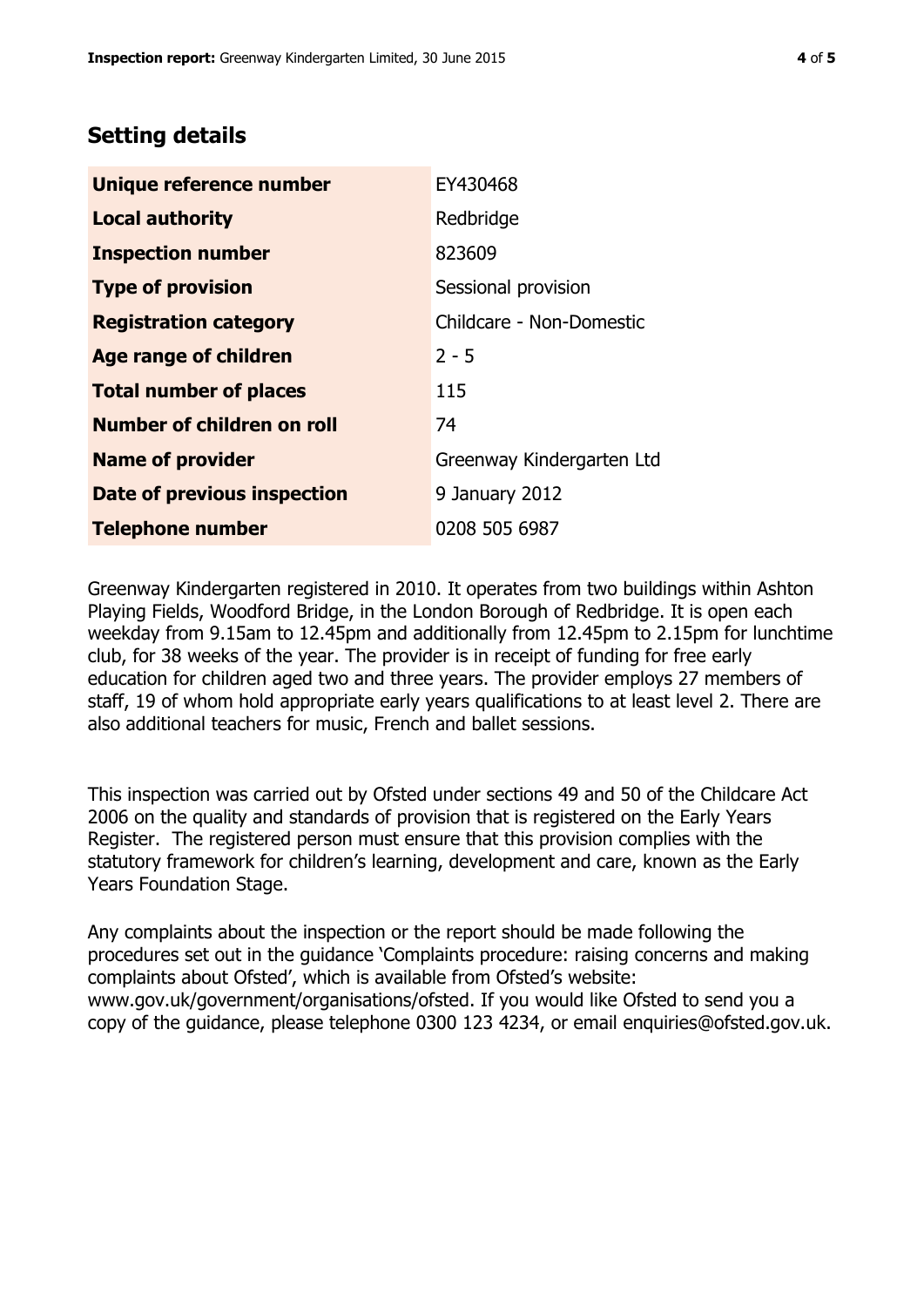## Setting details

| | |
|---|---|
| **Unique reference number** | EY430468 |
| **Local authority** | Redbridge |
| **Inspection number** | 823609 |
| **Type of provision** | Sessional provision |
| **Registration category** | Childcare - Non-Domestic |
| **Age range of children** | 2 - 5 |
| **Total number of places** | 115 |
| **Number of children on roll** | 74 |
| **Name of provider** | Greenway Kindergarten Ltd |
| **Date of previous inspection** | 9 January 2012 |
| **Telephone number** | 0208 505 6987 |

Greenway Kindergarten registered in 2010. It operates from two buildings within Ashton Playing Fields, Woodford Bridge, in the London Borough of Redbridge. It is open each weekday from 9.15am to 12.45pm and additionally from 12.45pm to 2.15pm for lunchtime club, for 38 weeks of the year. The provider is in receipt of funding for free early education for children aged two and three years. The provider employs 27 members of staff, 19 of whom hold appropriate early years qualifications to at least level 2. There are also additional teachers for music, French and ballet sessions.

This inspection was carried out by Ofsted under sections 49 and 50 of the Childcare Act 2006 on the quality and standards of provision that is registered on the Early Years Register. The registered person must ensure that this provision complies with the statutory framework for children's learning, development and care, known as the Early Years Foundation Stage.

Any complaints about the inspection or the report should be made following the procedures set out in the guidance 'Complaints procedure: raising concerns and making complaints about Ofsted', which is available from Ofsted's website: www.gov.uk/government/organisations/ofsted. If you would like Ofsted to send you a copy of the guidance, please telephone 0300 123 4234, or email enquiries@ofsted.gov.uk.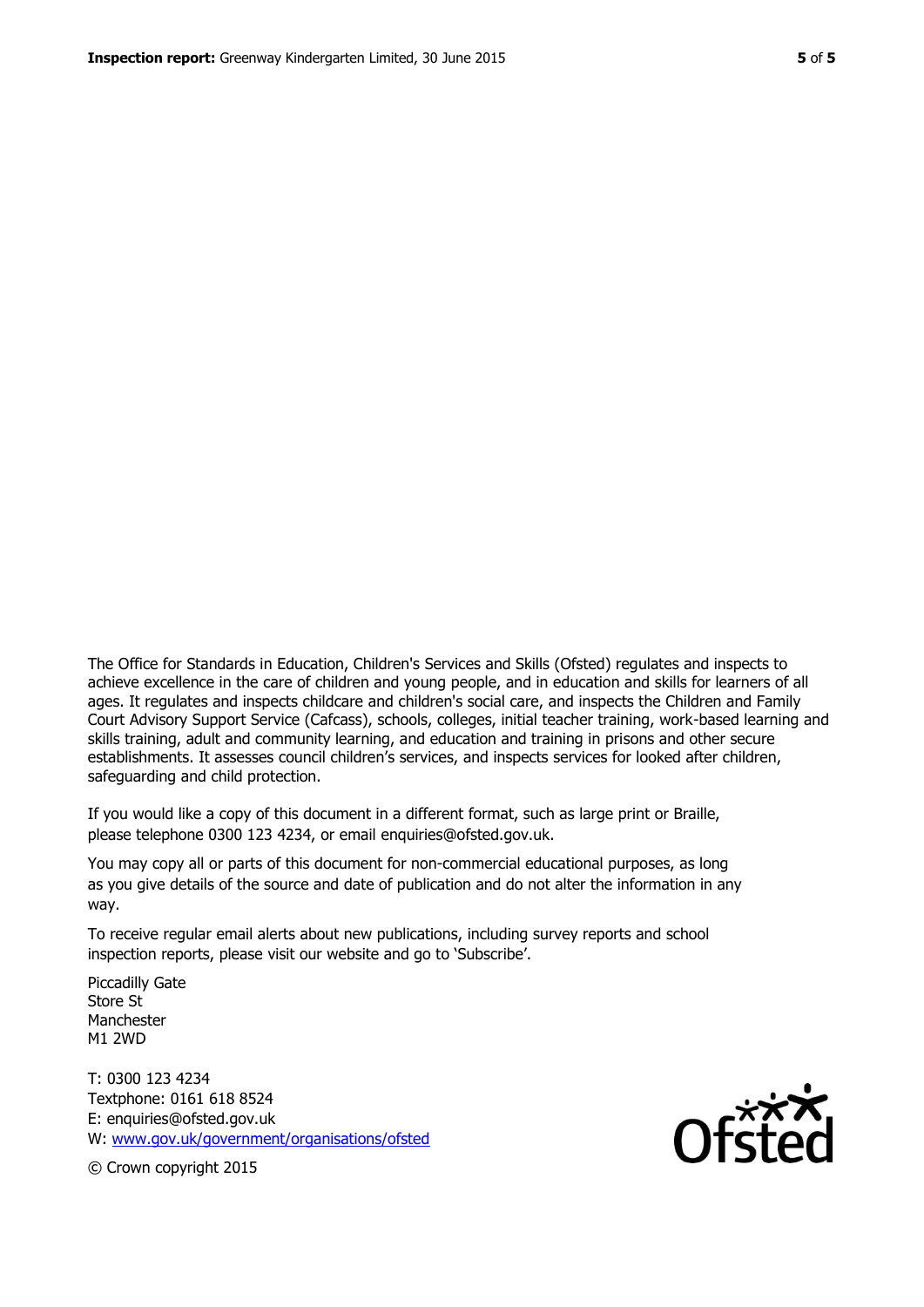The Office for Standards in Education, Children's Services and Skills (Ofsted) regulates and inspects to achieve excellence in the care of children and young people, and in education and skills for learners of all ages. It regulates and inspects childcare and children's social care, and inspects the Children and Family Court Advisory Support Service (Cafcass), schools, colleges, initial teacher training, work-based learning and skills training, adult and community learning, and education and training in prisons and other secure establishments. It assesses council children's services, and inspects services for looked after children, safeguarding and child protection.

If you would like a copy of this document in a different format, such as large print or Braille, please telephone 0300 123 4234, or email enquiries@ofsted.gov.uk.

You may copy all or parts of this document for non-commercial educational purposes, as long as you give details of the source and date of publication and do not alter the information in any way.

To receive regular email alerts about new publications, including survey reports and school inspection reports, please visit our website and go to 'Subscribe'.

Piccadilly Gate
Store St
Manchester
M1 2WD

T: 0300 123 4234
Textphone: 0161 618 8524
E: enquiries@ofsted.gov.uk
W: [www.gov.uk/government/organisations/ofsted](http://www.gov.uk/government/organisations/ofsted)

© Crown copyright 2015